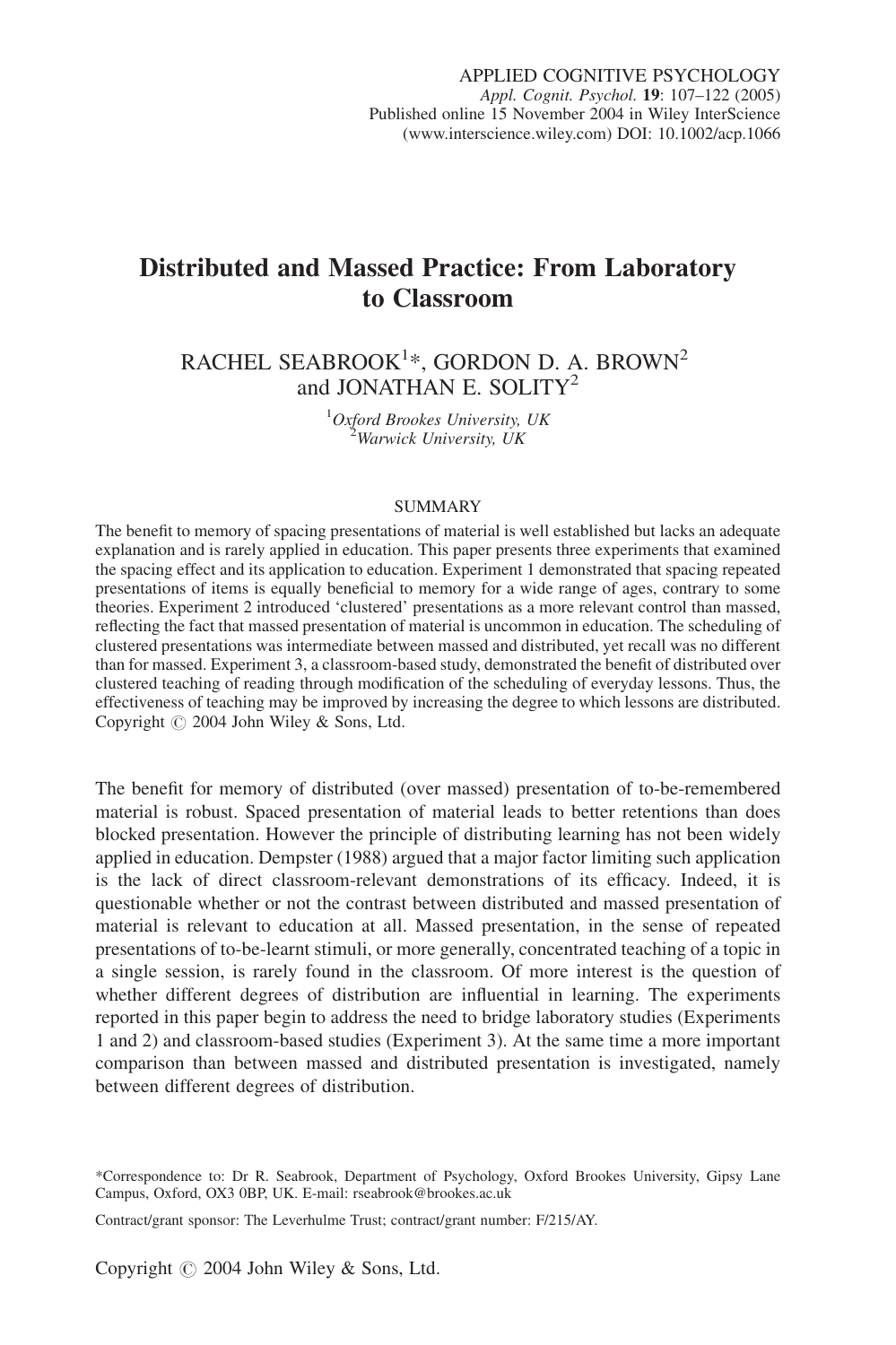# Distributed and Massed Practice: From Laboratory to Classroom

RACHEL SEABROOK[1]*, GORDON D. A. BROWN[2] and JONATHAN E. SOLITY[2]

[1]*Oxford Brookes University, UK*
[2]*Warwick University, UK*

## SUMMARY

The benefit to memory of spacing presentations of material is well established but lacks an adequate explanation and is rarely applied in education. This paper presents three experiments that examined the spacing effect and its application to education. Experiment 1 demonstrated that spacing repeated presentations of items is equally beneficial to memory for a wide range of ages, contrary to some theories. Experiment 2 introduced 'clustered' presentations as a more relevant control than massed, reflecting the fact that massed presentation of material is uncommon in education. The scheduling of clustered presentations was intermediate between massed and distributed, yet recall was no different than for massed. Experiment 3, a classroom-based study, demonstrated the benefit of distributed over clustered teaching of reading through modification of the scheduling of everyday lessons. Thus, the effectiveness of teaching may be improved by increasing the degree to which lessons are distributed. Copyright © 2004 John Wiley & Sons, Ltd.

The benefit for memory of distributed (over massed) presentation of to-be-remembered material is robust. Spaced presentation of material leads to better retentions than does blocked presentation. However the principle of distributing learning has not been widely applied in education. Dempster (1988) argued that a major factor limiting such application is the lack of direct classroom-relevant demonstrations of its efficacy. Indeed, it is questionable whether or not the contrast between distributed and massed presentation of material is relevant to education at all. Massed presentation, in the sense of repeated presentations of to-be-learnt stimuli, or more generally, concentrated teaching of a topic in a single session, is rarely found in the classroom. Of more interest is the question of whether different degrees of distribution are influential in learning. The experiments reported in this paper begin to address the need to bridge laboratory studies (Experiments 1 and 2) and classroom-based studies (Experiment 3). At the same time a more important comparison than between massed and distributed presentation is investigated, namely between different degrees of distribution.

*Correspondence to: Dr R. Seabrook, Department of Psychology, Oxford Brookes University, Gipsy Lane Campus, Oxford, OX3 0BP, UK. E-mail: rseabrook@brookes.ac.uk

Contract/grant sponsor: The Leverhulme Trust; contract/grant number: F/215/AY.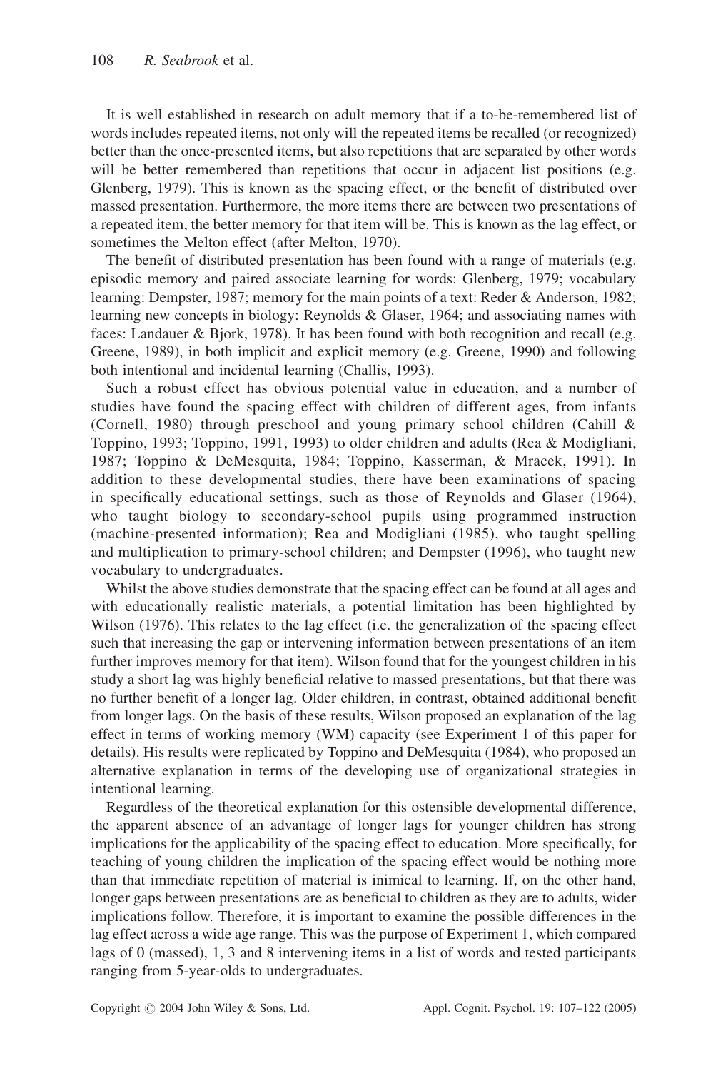It is well established in research on adult memory that if a to-be-remembered list of words includes repeated items, not only will the repeated items be recalled (or recognized) better than the once-presented items, but also repetitions that are separated by other words will be better remembered than repetitions that occur in adjacent list positions (e.g. Glenberg, 1979). This is known as the spacing effect, or the benefit of distributed over massed presentation. Furthermore, the more items there are between two presentations of a repeated item, the better memory for that item will be. This is known as the lag effect, or sometimes the Melton effect (after Melton, 1970).

The benefit of distributed presentation has been found with a range of materials (e.g. episodic memory and paired associate learning for words: Glenberg, 1979; vocabulary learning: Dempster, 1987; memory for the main points of a text: Reder & Anderson, 1982; learning new concepts in biology: Reynolds & Glaser, 1964; and associating names with faces: Landauer & Bjork, 1978). It has been found with both recognition and recall (e.g. Greene, 1989), in both implicit and explicit memory (e.g. Greene, 1990) and following both intentional and incidental learning (Challis, 1993).

Such a robust effect has obvious potential value in education, and a number of studies have found the spacing effect with children of different ages, from infants (Cornell, 1980) through preschool and young primary school children (Cahill & Toppino, 1993; Toppino, 1991, 1993) to older children and adults (Rea & Modigliani, 1987; Toppino & DeMesquita, 1984; Toppino, Kasserman, & Mracek, 1991). In addition to these developmental studies, there have been examinations of spacing in specifically educational settings, such as those of Reynolds and Glaser (1964), who taught biology to secondary-school pupils using programmed instruction (machine-presented information); Rea and Modigliani (1985), who taught spelling and multiplication to primary-school children; and Dempster (1996), who taught new vocabulary to undergraduates.

Whilst the above studies demonstrate that the spacing effect can be found at all ages and with educationally realistic materials, a potential limitation has been highlighted by Wilson (1976). This relates to the lag effect (i.e. the generalization of the spacing effect such that increasing the gap or intervening information between presentations of an item further improves memory for that item). Wilson found that for the youngest children in his study a short lag was highly beneficial relative to massed presentations, but that there was no further benefit of a longer lag. Older children, in contrast, obtained additional benefit from longer lags. On the basis of these results, Wilson proposed an explanation of the lag effect in terms of working memory (WM) capacity (see Experiment 1 of this paper for details). His results were replicated by Toppino and DeMesquita (1984), who proposed an alternative explanation in terms of the developing use of organizational strategies in intentional learning.

Regardless of the theoretical explanation for this ostensible developmental difference, the apparent absence of an advantage of longer lags for younger children has strong implications for the applicability of the spacing effect to education. More specifically, for teaching of young children the implication of the spacing effect would be nothing more than that immediate repetition of material is inimical to learning. If, on the other hand, longer gaps between presentations are as beneficial to children as they are to adults, wider implications follow. Therefore, it is important to examine the possible differences in the lag effect across a wide age range. This was the purpose of Experiment 1, which compared lags of 0 (massed), 1, 3 and 8 intervening items in a list of words and tested participants ranging from 5-year-olds to undergraduates.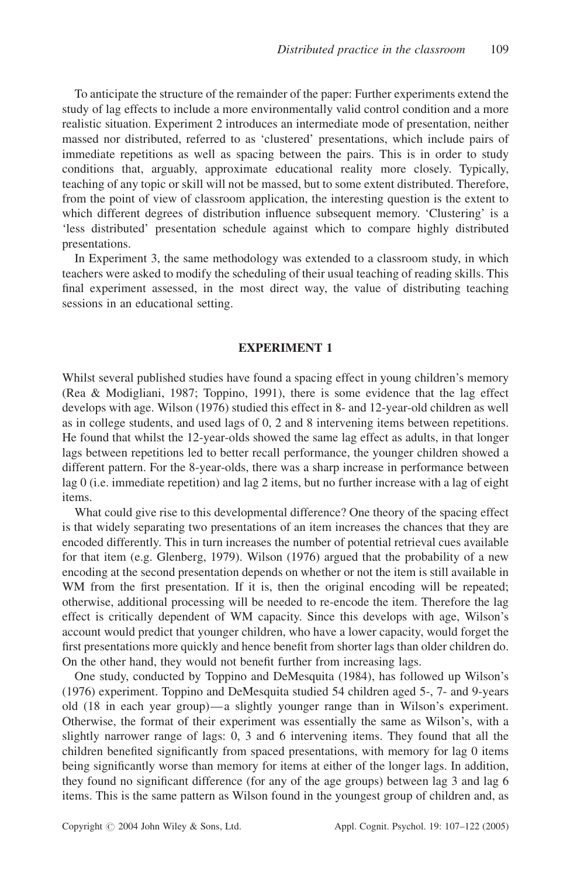To anticipate the structure of the remainder of the paper: Further experiments extend the study of lag effects to include a more environmentally valid control condition and a more realistic situation. Experiment 2 introduces an intermediate mode of presentation, neither massed nor distributed, referred to as 'clustered' presentations, which include pairs of immediate repetitions as well as spacing between the pairs. This is in order to study conditions that, arguably, approximate educational reality more closely. Typically, teaching of any topic or skill will not be massed, but to some extent distributed. Therefore, from the point of view of classroom application, the interesting question is the extent to which different degrees of distribution influence subsequent memory. 'Clustering' is a 'less distributed' presentation schedule against which to compare highly distributed presentations.

In Experiment 3, the same methodology was extended to a classroom study, in which teachers were asked to modify the scheduling of their usual teaching of reading skills. This final experiment assessed, in the most direct way, the value of distributing teaching sessions in an educational setting.

## EXPERIMENT 1

Whilst several published studies have found a spacing effect in young children's memory (Rea & Modigliani, 1987; Toppino, 1991), there is some evidence that the lag effect develops with age. Wilson (1976) studied this effect in 8- and 12-year-old children as well as in college students, and used lags of 0, 2 and 8 intervening items between repetitions. He found that whilst the 12-year-olds showed the same lag effect as adults, in that longer lags between repetitions led to better recall performance, the younger children showed a different pattern. For the 8-year-olds, there was a sharp increase in performance between lag 0 (i.e. immediate repetition) and lag 2 items, but no further increase with a lag of eight items.

What could give rise to this developmental difference? One theory of the spacing effect is that widely separating two presentations of an item increases the chances that they are encoded differently. This in turn increases the number of potential retrieval cues available for that item (e.g. Glenberg, 1979). Wilson (1976) argued that the probability of a new encoding at the second presentation depends on whether or not the item is still available in WM from the first presentation. If it is, then the original encoding will be repeated; otherwise, additional processing will be needed to re-encode the item. Therefore the lag effect is critically dependent of WM capacity. Since this develops with age, Wilson's account would predict that younger children, who have a lower capacity, would forget the first presentations more quickly and hence benefit from shorter lags than older children do. On the other hand, they would not benefit further from increasing lags.

One study, conducted by Toppino and DeMesquita (1984), has followed up Wilson's (1976) experiment. Toppino and DeMesquita studied 54 children aged 5-, 7- and 9-years old (18 in each year group)—a slightly younger range than in Wilson's experiment. Otherwise, the format of their experiment was essentially the same as Wilson's, with a slightly narrower range of lags: 0, 3 and 6 intervening items. They found that all the children benefited significantly from spaced presentations, with memory for lag 0 items being significantly worse than memory for items at either of the longer lags. In addition, they found no significant difference (for any of the age groups) between lag 3 and lag 6 items. This is the same pattern as Wilson found in the youngest group of children and, as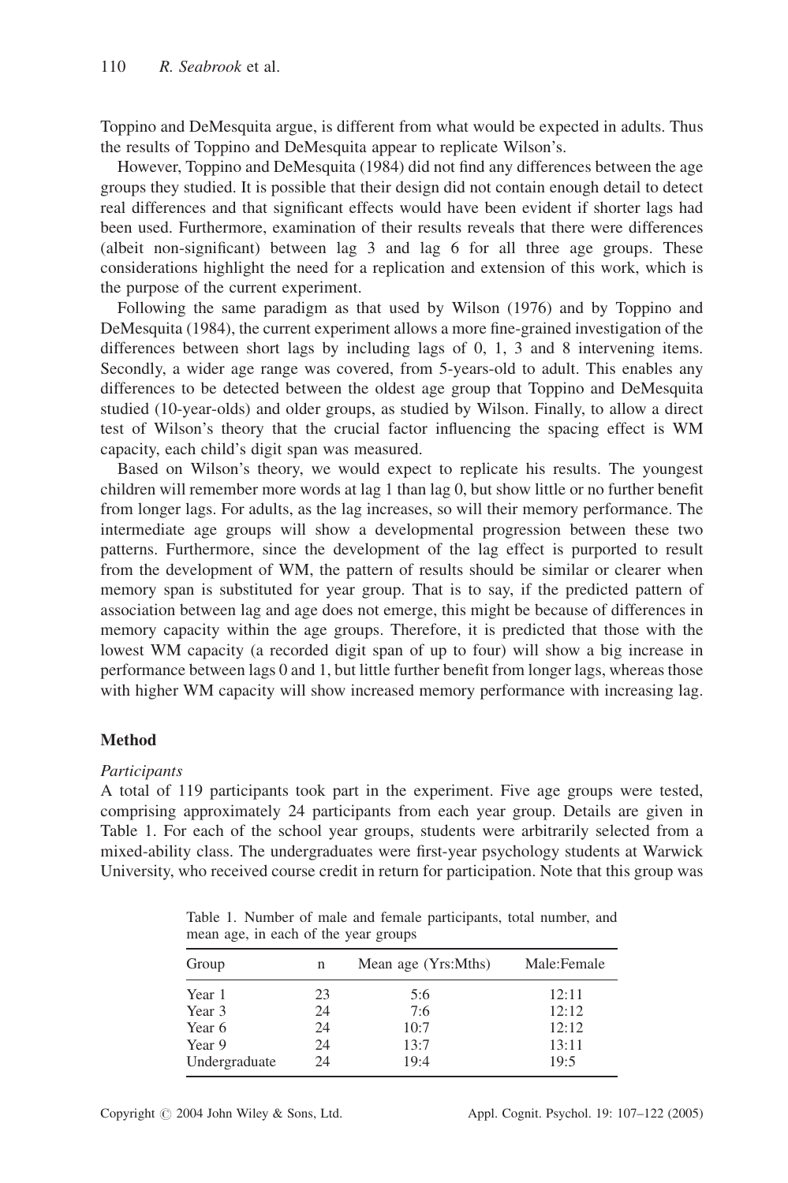Toppino and DeMesquita argue, is different from what would be expected in adults. Thus the results of Toppino and DeMesquita appear to replicate Wilson's.

However, Toppino and DeMesquita (1984) did not find any differences between the age groups they studied. It is possible that their design did not contain enough detail to detect real differences and that significant effects would have been evident if shorter lags had been used. Furthermore, examination of their results reveals that there were differences (albeit non-significant) between lag 3 and lag 6 for all three age groups. These considerations highlight the need for a replication and extension of this work, which is the purpose of the current experiment.

Following the same paradigm as that used by Wilson (1976) and by Toppino and DeMesquita (1984), the current experiment allows a more fine-grained investigation of the differences between short lags by including lags of 0, 1, 3 and 8 intervening items. Secondly, a wider age range was covered, from 5-years-old to adult. This enables any differences to be detected between the oldest age group that Toppino and DeMesquita studied (10-year-olds) and older groups, as studied by Wilson. Finally, to allow a direct test of Wilson's theory that the crucial factor influencing the spacing effect is WM capacity, each child's digit span was measured.

Based on Wilson's theory, we would expect to replicate his results. The youngest children will remember more words at lag 1 than lag 0, but show little or no further benefit from longer lags. For adults, as the lag increases, so will their memory performance. The intermediate age groups will show a developmental progression between these two patterns. Furthermore, since the development of the lag effect is purported to result from the development of WM, the pattern of results should be similar or clearer when memory span is substituted for year group. That is to say, if the predicted pattern of association between lag and age does not emerge, this might be because of differences in memory capacity within the age groups. Therefore, it is predicted that those with the lowest WM capacity (a recorded digit span of up to four) will show a big increase in performance between lags 0 and 1, but little further benefit from longer lags, whereas those with higher WM capacity will show increased memory performance with increasing lag.

## Method

### *Participants*

A total of 119 participants took part in the experiment. Five age groups were tested, comprising approximately 24 participants from each year group. Details are given in Table 1. For each of the school year groups, students were arbitrarily selected from a mixed-ability class. The undergraduates were first-year psychology students at Warwick University, who received course credit in return for participation. Note that this group was

Table 1. Number of male and female participants, total number, and mean age, in each of the year groups

| Group | n | Mean age (Yrs:Mths) | Male:Female |
|---|---|---|---|
| Year 1 | 23 | 5:6 | 12:11 |
| Year 3 | 24 | 7:6 | 12:12 |
| Year 6 | 24 | 10:7 | 12:12 |
| Year 9 | 24 | 13:7 | 13:11 |
| Undergraduate | 24 | 19:4 | 19:5 |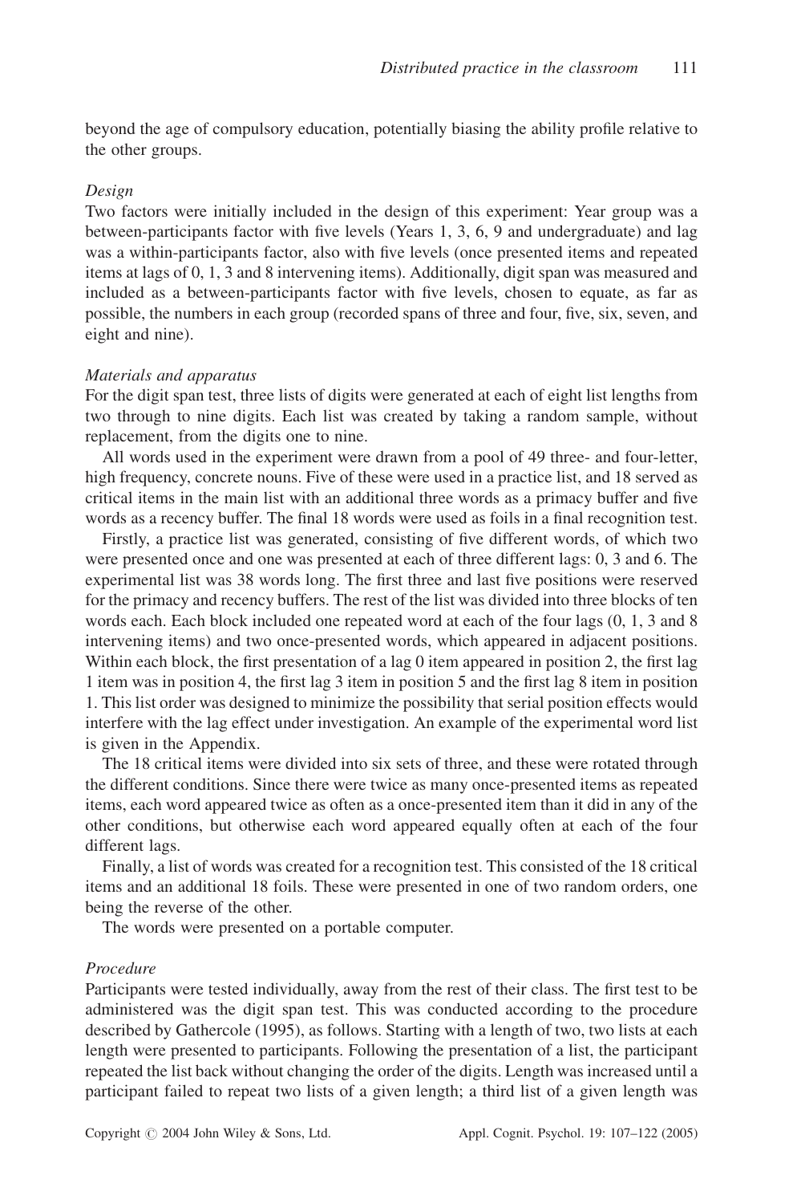beyond the age of compulsory education, potentially biasing the ability profile relative to the other groups.

*Design*

Two factors were initially included in the design of this experiment: Year group was a between-participants factor with five levels (Years 1, 3, 6, 9 and undergraduate) and lag was a within-participants factor, also with five levels (once presented items and repeated items at lags of 0, 1, 3 and 8 intervening items). Additionally, digit span was measured and included as a between-participants factor with five levels, chosen to equate, as far as possible, the numbers in each group (recorded spans of three and four, five, six, seven, and eight and nine).

*Materials and apparatus*

For the digit span test, three lists of digits were generated at each of eight list lengths from two through to nine digits. Each list was created by taking a random sample, without replacement, from the digits one to nine.

All words used in the experiment were drawn from a pool of 49 three- and four-letter, high frequency, concrete nouns. Five of these were used in a practice list, and 18 served as critical items in the main list with an additional three words as a primacy buffer and five words as a recency buffer. The final 18 words were used as foils in a final recognition test.

Firstly, a practice list was generated, consisting of five different words, of which two were presented once and one was presented at each of three different lags: 0, 3 and 6. The experimental list was 38 words long. The first three and last five positions were reserved for the primacy and recency buffers. The rest of the list was divided into three blocks of ten words each. Each block included one repeated word at each of the four lags (0, 1, 3 and 8 intervening items) and two once-presented words, which appeared in adjacent positions. Within each block, the first presentation of a lag 0 item appeared in position 2, the first lag 1 item was in position 4, the first lag 3 item in position 5 and the first lag 8 item in position 1. This list order was designed to minimize the possibility that serial position effects would interfere with the lag effect under investigation. An example of the experimental word list is given in the Appendix.

The 18 critical items were divided into six sets of three, and these were rotated through the different conditions. Since there were twice as many once-presented items as repeated items, each word appeared twice as often as a once-presented item than it did in any of the other conditions, but otherwise each word appeared equally often at each of the four different lags.

Finally, a list of words was created for a recognition test. This consisted of the 18 critical items and an additional 18 foils. These were presented in one of two random orders, one being the reverse of the other.

The words were presented on a portable computer.

*Procedure*

Participants were tested individually, away from the rest of their class. The first test to be administered was the digit span test. This was conducted according to the procedure described by Gathercole (1995), as follows. Starting with a length of two, two lists at each length were presented to participants. Following the presentation of a list, the participant repeated the list back without changing the order of the digits. Length was increased until a participant failed to repeat two lists of a given length; a third list of a given length was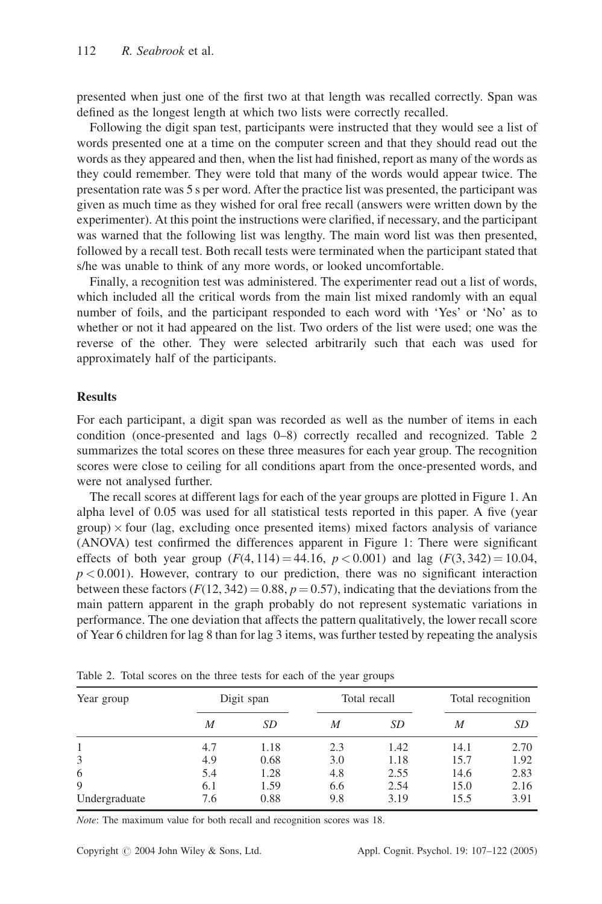presented when just one of the first two at that length was recalled correctly. Span was defined as the longest length at which two lists were correctly recalled.

Following the digit span test, participants were instructed that they would see a list of words presented one at a time on the computer screen and that they should read out the words as they appeared and then, when the list had finished, report as many of the words as they could remember. They were told that many of the words would appear twice. The presentation rate was 5 s per word. After the practice list was presented, the participant was given as much time as they wished for oral free recall (answers were written down by the experimenter). At this point the instructions were clarified, if necessary, and the participant was warned that the following list was lengthy. The main word list was then presented, followed by a recall test. Both recall tests were terminated when the participant stated that s/he was unable to think of any more words, or looked uncomfortable.

Finally, a recognition test was administered. The experimenter read out a list of words, which included all the critical words from the main list mixed randomly with an equal number of foils, and the participant responded to each word with 'Yes' or 'No' as to whether or not it had appeared on the list. Two orders of the list were used; one was the reverse of the other. They were selected arbitrarily such that each was used for approximately half of the participants.

## Results

For each participant, a digit span was recorded as well as the number of items in each condition (once-presented and lags 0–8) correctly recalled and recognized. Table 2 summarizes the total scores on these three measures for each year group. The recognition scores were close to ceiling for all conditions apart from the once-presented words, and were not analysed further.

The recall scores at different lags for each of the year groups are plotted in Figure 1. An alpha level of 0.05 was used for all statistical tests reported in this paper. A five (year group) $\times$ four (lag, excluding once presented items) mixed factors analysis of variance (ANOVA) test confirmed the differences apparent in Figure 1: There were significant effects of both year group ($F(4, 114) = 44.16$, $p < 0.001$) and lag ($F(3, 342) = 10.04$, $p < 0.001$). However, contrary to our prediction, there was no significant interaction between these factors ($F(12, 342) = 0.88$, $p = 0.57$), indicating that the deviations from the main pattern apparent in the graph probably do not represent systematic variations in performance. The one deviation that affects the pattern qualitatively, the lower recall score of Year 6 children for lag 8 than for lag 3 items, was further tested by repeating the analysis

Table 2. Total scores on the three tests for each of the year groups

| Year group | Digit span | | Total recall | | Total recognition | |
|---|---|---|---|---|---|---|
| | *M* | *SD* | *M* | *SD* | *M* | *SD* |
| 1 | 4.7 | 1.18 | 2.3 | 1.42 | 14.1 | 2.70 |
| 3 | 4.9 | 0.68 | 3.0 | 1.18 | 15.7 | 1.92 |
| 6 | 5.4 | 1.28 | 4.8 | 2.55 | 14.6 | 2.83 |
| 9 | 6.1 | 1.59 | 6.6 | 2.54 | 15.0 | 2.16 |
| Undergraduate | 7.6 | 0.88 | 9.8 | 3.19 | 15.5 | 3.91 |

*Note*: The maximum value for both recall and recognition scores was 18.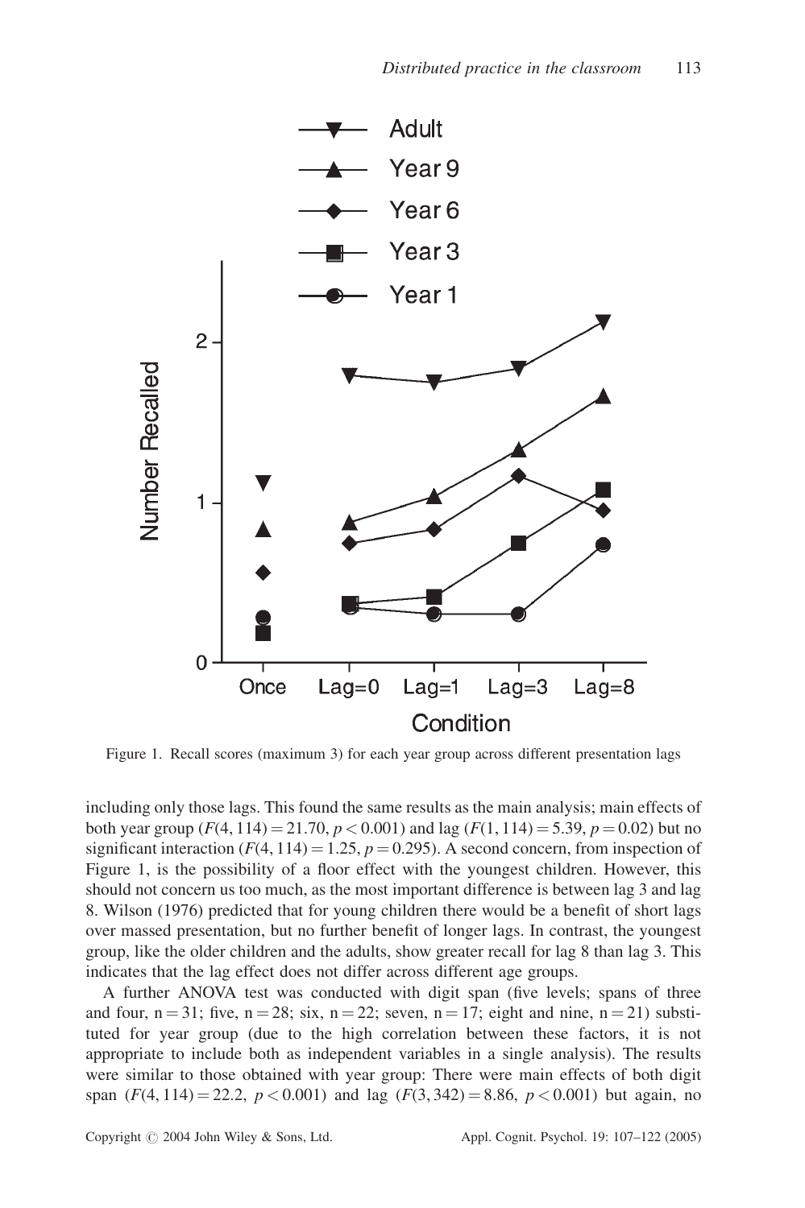Figure 1. Recall scores (maximum 3) for each year group across different presentation lags

including only those lags. This found the same results as the main analysis; main effects of both year group ($F(4, 114) = 21.70$, $p < 0.001$) and lag ($F(1, 114) = 5.39$, $p = 0.02$) but no significant interaction ($F(4, 114) = 1.25$, $p = 0.295$). A second concern, from inspection of Figure 1, is the possibility of a floor effect with the youngest children. However, this should not concern us too much, as the most important difference is between lag 3 and lag 8. Wilson (1976) predicted that for young children there would be a benefit of short lags over massed presentation, but no further benefit of longer lags. In contrast, the youngest group, like the older children and the adults, show greater recall for lag 8 than lag 3. This indicates that the lag effect does not differ across different age groups.

A further ANOVA test was conducted with digit span (five levels; spans of three and four, n = 31; five, n = 28; six, n = 22; seven, n = 17; eight and nine, n = 21) substituted for year group (due to the high correlation between these factors, it is not appropriate to include both as independent variables in a single analysis). The results were similar to those obtained with year group: There were main effects of both digit span ($F(4, 114) = 22.2$, $p < 0.001$) and lag ($F(3, 342) = 8.86$, $p < 0.001$) but again, no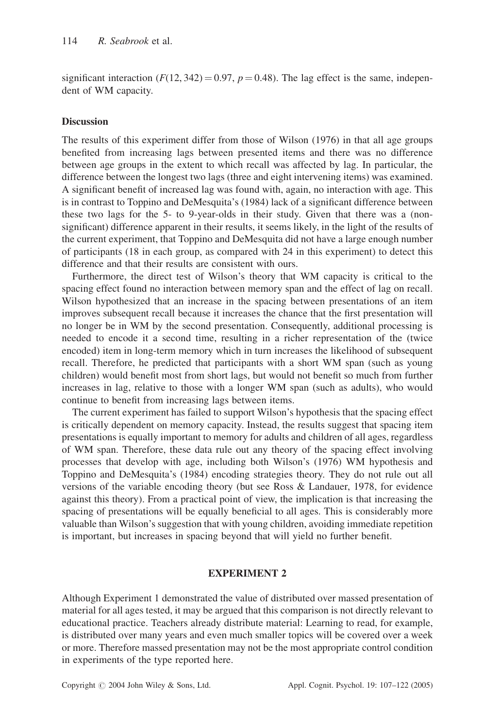significant interaction ($F(12, 342) = 0.97$, $p = 0.48$). The lag effect is the same, independent of WM capacity.

### Discussion

The results of this experiment differ from those of Wilson (1976) in that all age groups benefited from increasing lags between presented items and there was no difference between age groups in the extent to which recall was affected by lag. In particular, the difference between the longest two lags (three and eight intervening items) was examined. A significant benefit of increased lag was found with, again, no interaction with age. This is in contrast to Toppino and DeMesquita's (1984) lack of a significant difference between these two lags for the 5- to 9-year-olds in their study. Given that there was a (non-significant) difference apparent in their results, it seems likely, in the light of the results of the current experiment, that Toppino and DeMesquita did not have a large enough number of participants (18 in each group, as compared with 24 in this experiment) to detect this difference and that their results are consistent with ours.

Furthermore, the direct test of Wilson's theory that WM capacity is critical to the spacing effect found no interaction between memory span and the effect of lag on recall. Wilson hypothesized that an increase in the spacing between presentations of an item improves subsequent recall because it increases the chance that the first presentation will no longer be in WM by the second presentation. Consequently, additional processing is needed to encode it a second time, resulting in a richer representation of the (twice encoded) item in long-term memory which in turn increases the likelihood of subsequent recall. Therefore, he predicted that participants with a short WM span (such as young children) would benefit most from short lags, but would not benefit so much from further increases in lag, relative to those with a longer WM span (such as adults), who would continue to benefit from increasing lags between items.

The current experiment has failed to support Wilson's hypothesis that the spacing effect is critically dependent on memory capacity. Instead, the results suggest that spacing item presentations is equally important to memory for adults and children of all ages, regardless of WM span. Therefore, these data rule out any theory of the spacing effect involving processes that develop with age, including both Wilson's (1976) WM hypothesis and Toppino and DeMesquita's (1984) encoding strategies theory. They do not rule out all versions of the variable encoding theory (but see Ross & Landauer, 1978, for evidence against this theory). From a practical point of view, the implication is that increasing the spacing of presentations will be equally beneficial to all ages. This is considerably more valuable than Wilson's suggestion that with young children, avoiding immediate repetition is important, but increases in spacing beyond that will yield no further benefit.

## EXPERIMENT 2

Although Experiment 1 demonstrated the value of distributed over massed presentation of material for all ages tested, it may be argued that this comparison is not directly relevant to educational practice. Teachers already distribute material: Learning to read, for example, is distributed over many years and even much smaller topics will be covered over a week or more. Therefore massed presentation may not be the most appropriate control condition in experiments of the type reported here.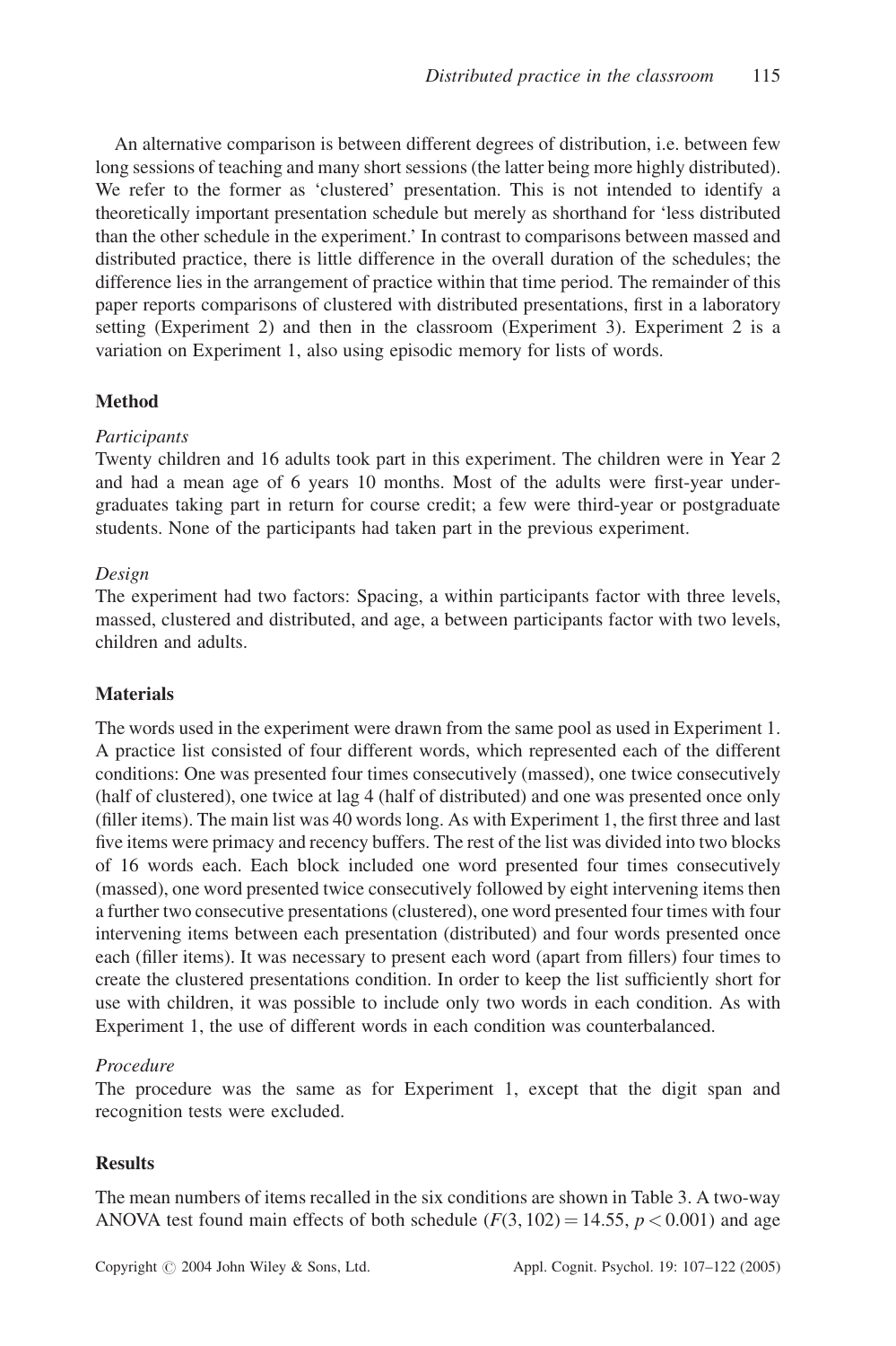An alternative comparison is between different degrees of distribution, i.e. between few long sessions of teaching and many short sessions (the latter being more highly distributed). We refer to the former as 'clustered' presentation. This is not intended to identify a theoretically important presentation schedule but merely as shorthand for 'less distributed than the other schedule in the experiment.' In contrast to comparisons between massed and distributed practice, there is little difference in the overall duration of the schedules; the difference lies in the arrangement of practice within that time period. The remainder of this paper reports comparisons of clustered with distributed presentations, first in a laboratory setting (Experiment 2) and then in the classroom (Experiment 3). Experiment 2 is a variation on Experiment 1, also using episodic memory for lists of words.

### Method

#### *Participants*

Twenty children and 16 adults took part in this experiment. The children were in Year 2 and had a mean age of 6 years 10 months. Most of the adults were first-year undergraduates taking part in return for course credit; a few were third-year or postgraduate students. None of the participants had taken part in the previous experiment.

#### *Design*

The experiment had two factors: Spacing, a within participants factor with three levels, massed, clustered and distributed, and age, a between participants factor with two levels, children and adults.

### Materials

The words used in the experiment were drawn from the same pool as used in Experiment 1. A practice list consisted of four different words, which represented each of the different conditions: One was presented four times consecutively (massed), one twice consecutively (half of clustered), one twice at lag 4 (half of distributed) and one was presented once only (filler items). The main list was 40 words long. As with Experiment 1, the first three and last five items were primacy and recency buffers. The rest of the list was divided into two blocks of 16 words each. Each block included one word presented four times consecutively (massed), one word presented twice consecutively followed by eight intervening items then a further two consecutive presentations (clustered), one word presented four times with four intervening items between each presentation (distributed) and four words presented once each (filler items). It was necessary to present each word (apart from fillers) four times to create the clustered presentations condition. In order to keep the list sufficiently short for use with children, it was possible to include only two words in each condition. As with Experiment 1, the use of different words in each condition was counterbalanced.

#### *Procedure*

The procedure was the same as for Experiment 1, except that the digit span and recognition tests were excluded.

### Results

The mean numbers of items recalled in the six conditions are shown in Table 3. A two-way ANOVA test found main effects of both schedule ($F(3, 102) = 14.55$, $p < 0.001$) and age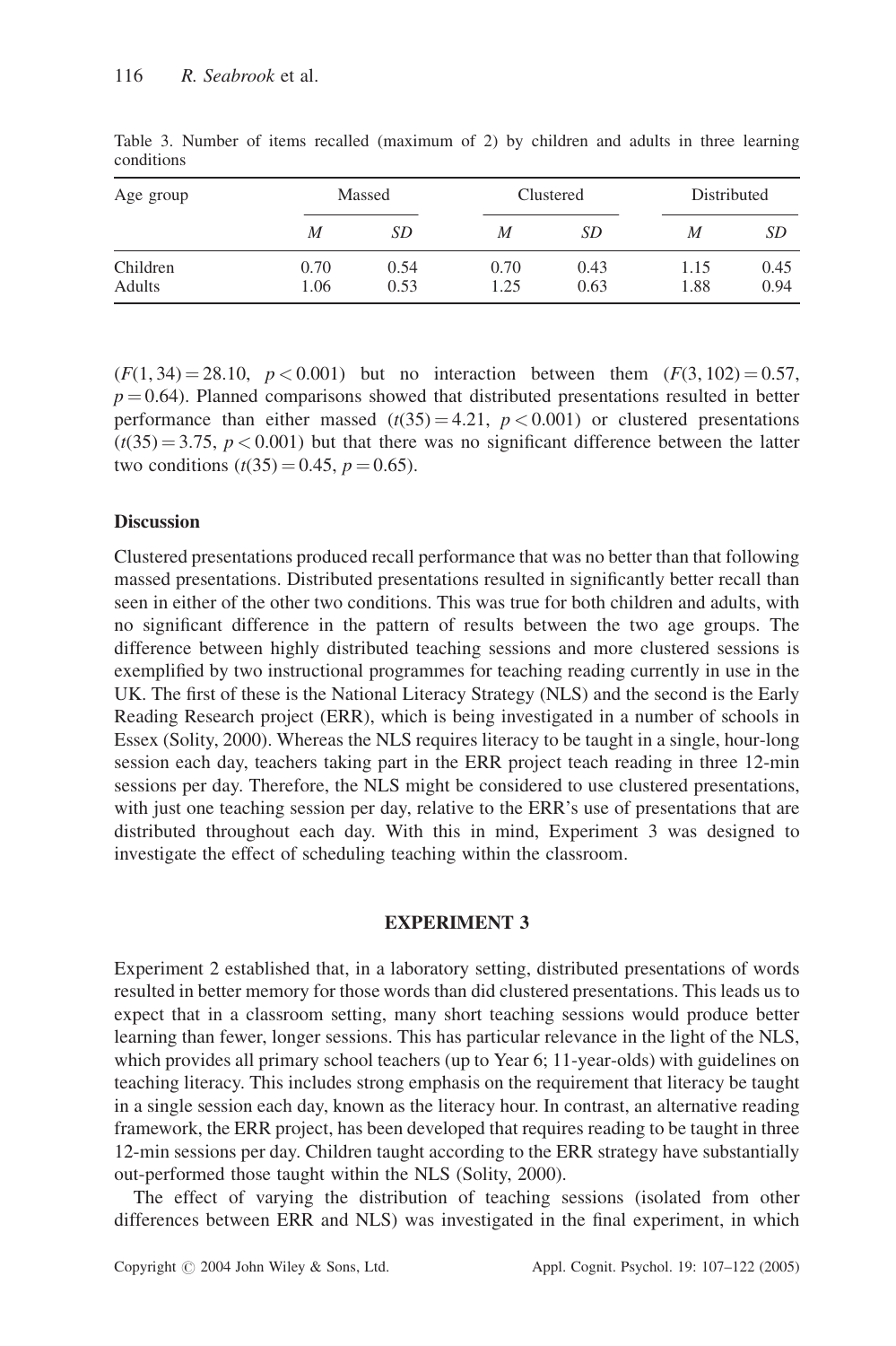Table 3. Number of items recalled (maximum of 2) by children and adults in three learning conditions

| Age group | Massed | | Clustered | | Distributed | |
|---|---|---|---|---|---|---|
| | *M* | *SD* | *M* | *SD* | *M* | *SD* |
| Children | 0.70 | 0.54 | 0.70 | 0.43 | 1.15 | 0.45 |
| Adults | 1.06 | 0.53 | 1.25 | 0.63 | 1.88 | 0.94 |

($F(1, 34) = 28.10$, $p < 0.001$) but no interaction between them ($F(3, 102) = 0.57$, $p = 0.64$). Planned comparisons showed that distributed presentations resulted in better performance than either massed ($t(35) = 4.21$, $p < 0.001$) or clustered presentations ($t(35) = 3.75$, $p < 0.001$) but that there was no significant difference between the latter two conditions ($t(35) = 0.45$, $p = 0.65$).

### Discussion

Clustered presentations produced recall performance that was no better than that following massed presentations. Distributed presentations resulted in significantly better recall than seen in either of the other two conditions. This was true for both children and adults, with no significant difference in the pattern of results between the two age groups. The difference between highly distributed teaching sessions and more clustered sessions is exemplified by two instructional programmes for teaching reading currently in use in the UK. The first of these is the National Literacy Strategy (NLS) and the second is the Early Reading Research project (ERR), which is being investigated in a number of schools in Essex (Solity, 2000). Whereas the NLS requires literacy to be taught in a single, hour-long session each day, teachers taking part in the ERR project teach reading in three 12-min sessions per day. Therefore, the NLS might be considered to use clustered presentations, with just one teaching session per day, relative to the ERR's use of presentations that are distributed throughout each day. With this in mind, Experiment 3 was designed to investigate the effect of scheduling teaching within the classroom.

## EXPERIMENT 3

Experiment 2 established that, in a laboratory setting, distributed presentations of words resulted in better memory for those words than did clustered presentations. This leads us to expect that in a classroom setting, many short teaching sessions would produce better learning than fewer, longer sessions. This has particular relevance in the light of the NLS, which provides all primary school teachers (up to Year 6; 11-year-olds) with guidelines on teaching literacy. This includes strong emphasis on the requirement that literacy be taught in a single session each day, known as the literacy hour. In contrast, an alternative reading framework, the ERR project, has been developed that requires reading to be taught in three 12-min sessions per day. Children taught according to the ERR strategy have substantially out-performed those taught within the NLS (Solity, 2000).

The effect of varying the distribution of teaching sessions (isolated from other differences between ERR and NLS) was investigated in the final experiment, in which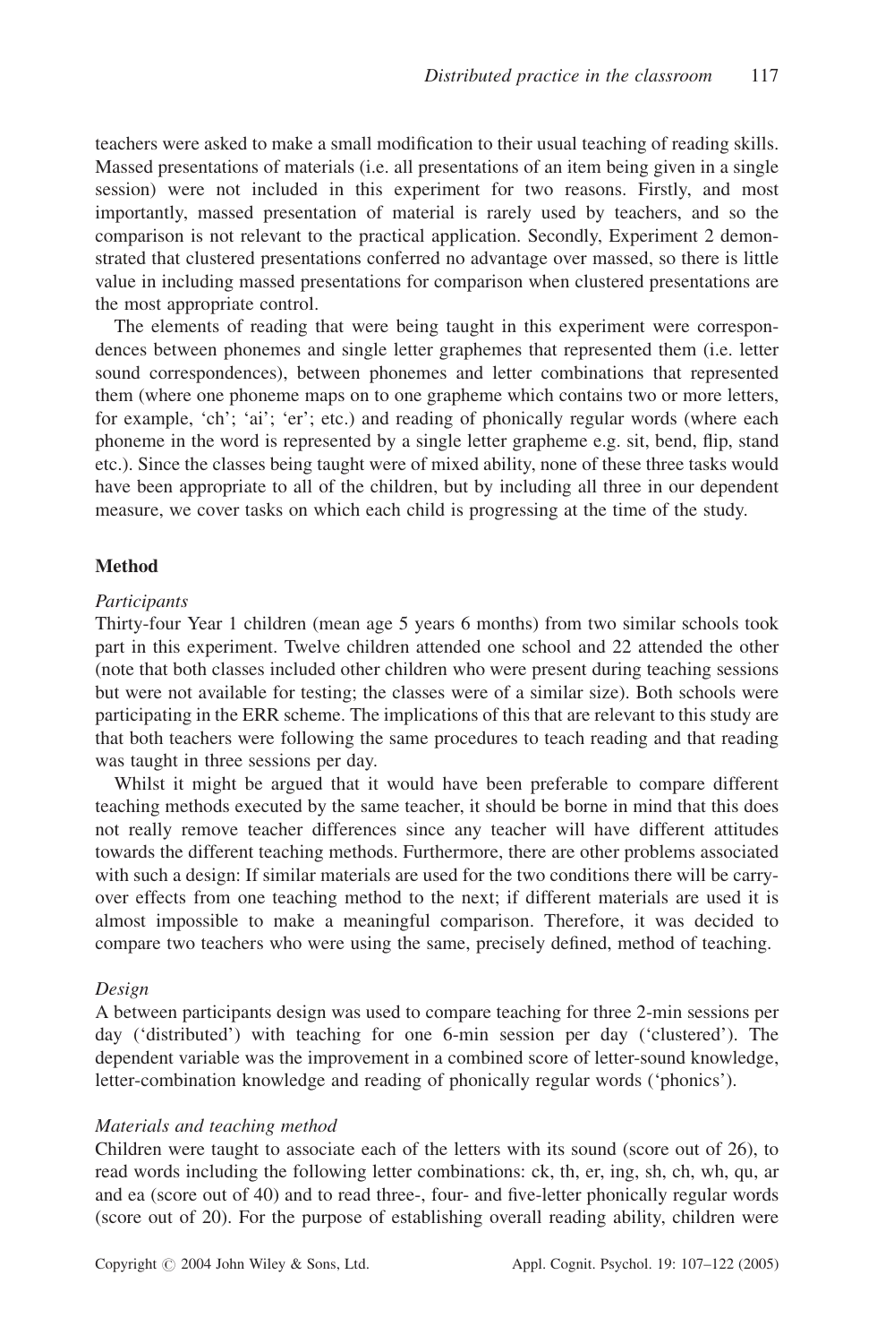teachers were asked to make a small modification to their usual teaching of reading skills. Massed presentations of materials (i.e. all presentations of an item being given in a single session) were not included in this experiment for two reasons. Firstly, and most importantly, massed presentation of material is rarely used by teachers, and so the comparison is not relevant to the practical application. Secondly, Experiment 2 demonstrated that clustered presentations conferred no advantage over massed, so there is little value in including massed presentations for comparison when clustered presentations are the most appropriate control.

The elements of reading that were being taught in this experiment were correspondences between phonemes and single letter graphemes that represented them (i.e. letter sound correspondences), between phonemes and letter combinations that represented them (where one phoneme maps on to one grapheme which contains two or more letters, for example, 'ch'; 'ai'; 'er'; etc.) and reading of phonically regular words (where each phoneme in the word is represented by a single letter grapheme e.g. sit, bend, flip, stand etc.). Since the classes being taught were of mixed ability, none of these three tasks would have been appropriate to all of the children, but by including all three in our dependent measure, we cover tasks on which each child is progressing at the time of the study.

## Method

### *Participants*

Thirty-four Year 1 children (mean age 5 years 6 months) from two similar schools took part in this experiment. Twelve children attended one school and 22 attended the other (note that both classes included other children who were present during teaching sessions but were not available for testing; the classes were of a similar size). Both schools were participating in the ERR scheme. The implications of this that are relevant to this study are that both teachers were following the same procedures to teach reading and that reading was taught in three sessions per day.

Whilst it might be argued that it would have been preferable to compare different teaching methods executed by the same teacher, it should be borne in mind that this does not really remove teacher differences since any teacher will have different attitudes towards the different teaching methods. Furthermore, there are other problems associated with such a design: If similar materials are used for the two conditions there will be carry-over effects from one teaching method to the next; if different materials are used it is almost impossible to make a meaningful comparison. Therefore, it was decided to compare two teachers who were using the same, precisely defined, method of teaching.

### *Design*

A between participants design was used to compare teaching for three 2-min sessions per day ('distributed') with teaching for one 6-min session per day ('clustered'). The dependent variable was the improvement in a combined score of letter-sound knowledge, letter-combination knowledge and reading of phonically regular words ('phonics').

### *Materials and teaching method*

Children were taught to associate each of the letters with its sound (score out of 26), to read words including the following letter combinations: ck, th, er, ing, sh, ch, wh, qu, ar and ea (score out of 40) and to read three-, four- and five-letter phonically regular words (score out of 20). For the purpose of establishing overall reading ability, children were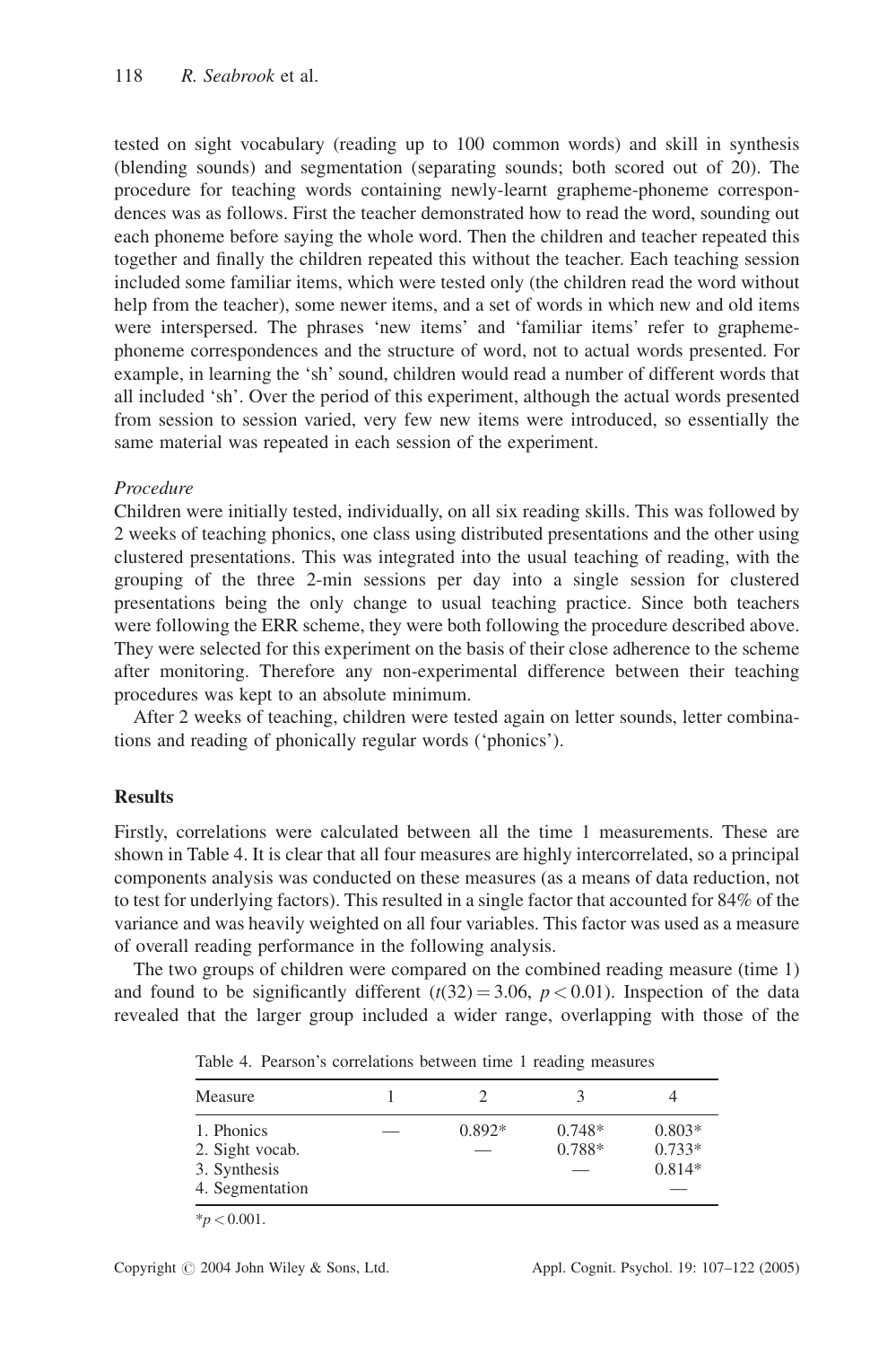tested on sight vocabulary (reading up to 100 common words) and skill in synthesis (blending sounds) and segmentation (separating sounds; both scored out of 20). The procedure for teaching words containing newly-learnt grapheme-phoneme correspondences was as follows. First the teacher demonstrated how to read the word, sounding out each phoneme before saying the whole word. Then the children and teacher repeated this together and finally the children repeated this without the teacher. Each teaching session included some familiar items, which were tested only (the children read the word without help from the teacher), some newer items, and a set of words in which new and old items were interspersed. The phrases 'new items' and 'familiar items' refer to grapheme-phoneme correspondences and the structure of word, not to actual words presented. For example, in learning the 'sh' sound, children would read a number of different words that all included 'sh'. Over the period of this experiment, although the actual words presented from session to session varied, very few new items were introduced, so essentially the same material was repeated in each session of the experiment.

*Procedure*

Children were initially tested, individually, on all six reading skills. This was followed by 2 weeks of teaching phonics, one class using distributed presentations and the other using clustered presentations. This was integrated into the usual teaching of reading, with the grouping of the three 2-min sessions per day into a single session for clustered presentations being the only change to usual teaching practice. Since both teachers were following the ERR scheme, they were both following the procedure described above. They were selected for this experiment on the basis of their close adherence to the scheme after monitoring. Therefore any non-experimental difference between their teaching procedures was kept to an absolute minimum.

After 2 weeks of teaching, children were tested again on letter sounds, letter combinations and reading of phonically regular words ('phonics').

## Results

Firstly, correlations were calculated between all the time 1 measurements. These are shown in Table 4. It is clear that all four measures are highly intercorrelated, so a principal components analysis was conducted on these measures (as a means of data reduction, not to test for underlying factors). This resulted in a single factor that accounted for 84% of the variance and was heavily weighted on all four variables. This factor was used as a measure of overall reading performance in the following analysis.

The two groups of children were compared on the combined reading measure (time 1) and found to be significantly different ($t(32) = 3.06$, $p < 0.01$). Inspection of the data revealed that the larger group included a wider range, overlapping with those of the

Table 4. Pearson's correlations between time 1 reading measures

| Measure | 1 | 2 | 3 | 4 |
|---|---|---|---|---|
| 1. Phonics | — | 0.892* | 0.748* | 0.803* |
| 2. Sight vocab. | | — | 0.788* | 0.733* |
| 3. Synthesis | | | — | 0.814* |
| 4. Segmentation | | | | — |

*$p < 0.001$.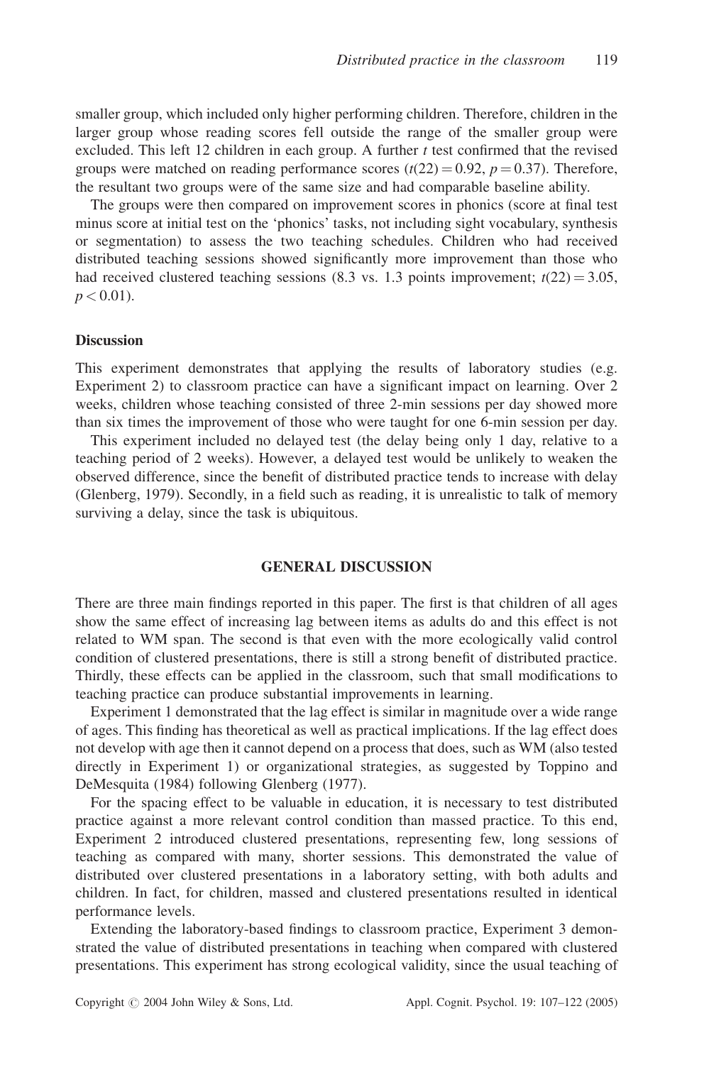smaller group, which included only higher performing children. Therefore, children in the larger group whose reading scores fell outside the range of the smaller group were excluded. This left 12 children in each group. A further $t$ test confirmed that the revised groups were matched on reading performance scores ($t(22) = 0.92$, $p = 0.37$). Therefore, the resultant two groups were of the same size and had comparable baseline ability.

The groups were then compared on improvement scores in phonics (score at final test minus score at initial test on the 'phonics' tasks, not including sight vocabulary, synthesis or segmentation) to assess the two teaching schedules. Children who had received distributed teaching sessions showed significantly more improvement than those who had received clustered teaching sessions (8.3 vs. 1.3 points improvement; $t(22) = 3.05$, $p < 0.01$).

### Discussion

This experiment demonstrates that applying the results of laboratory studies (e.g. Experiment 2) to classroom practice can have a significant impact on learning. Over 2 weeks, children whose teaching consisted of three 2-min sessions per day showed more than six times the improvement of those who were taught for one 6-min session per day.

This experiment included no delayed test (the delay being only 1 day, relative to a teaching period of 2 weeks). However, a delayed test would be unlikely to weaken the observed difference, since the benefit of distributed practice tends to increase with delay (Glenberg, 1979). Secondly, in a field such as reading, it is unrealistic to talk of memory surviving a delay, since the task is ubiquitous.

## GENERAL DISCUSSION

There are three main findings reported in this paper. The first is that children of all ages show the same effect of increasing lag between items as adults do and this effect is not related to WM span. The second is that even with the more ecologically valid control condition of clustered presentations, there is still a strong benefit of distributed practice. Thirdly, these effects can be applied in the classroom, such that small modifications to teaching practice can produce substantial improvements in learning.

Experiment 1 demonstrated that the lag effect is similar in magnitude over a wide range of ages. This finding has theoretical as well as practical implications. If the lag effect does not develop with age then it cannot depend on a process that does, such as WM (also tested directly in Experiment 1) or organizational strategies, as suggested by Toppino and DeMesquita (1984) following Glenberg (1977).

For the spacing effect to be valuable in education, it is necessary to test distributed practice against a more relevant control condition than massed practice. To this end, Experiment 2 introduced clustered presentations, representing few, long sessions of teaching as compared with many, shorter sessions. This demonstrated the value of distributed over clustered presentations in a laboratory setting, with both adults and children. In fact, for children, massed and clustered presentations resulted in identical performance levels.

Extending the laboratory-based findings to classroom practice, Experiment 3 demonstrated the value of distributed presentations in teaching when compared with clustered presentations. This experiment has strong ecological validity, since the usual teaching of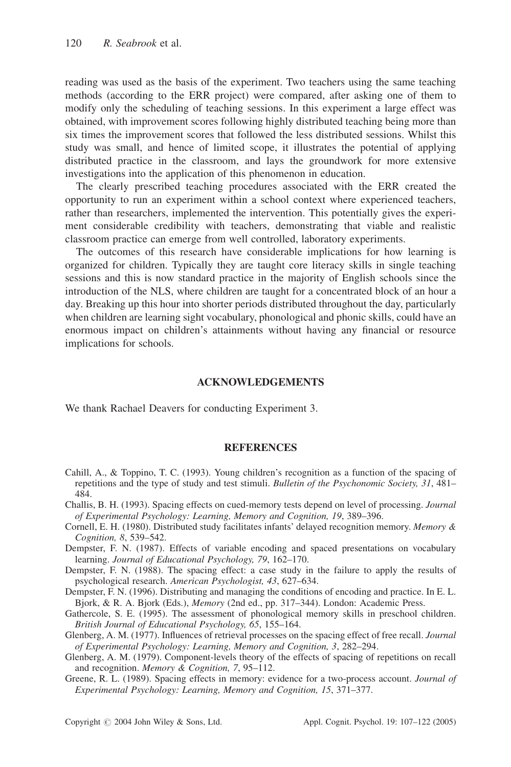reading was used as the basis of the experiment. Two teachers using the same teaching methods (according to the ERR project) were compared, after asking one of them to modify only the scheduling of teaching sessions. In this experiment a large effect was obtained, with improvement scores following highly distributed teaching being more than six times the improvement scores that followed the less distributed sessions. Whilst this study was small, and hence of limited scope, it illustrates the potential of applying distributed practice in the classroom, and lays the groundwork for more extensive investigations into the application of this phenomenon in education.

The clearly prescribed teaching procedures associated with the ERR created the opportunity to run an experiment within a school context where experienced teachers, rather than researchers, implemented the intervention. This potentially gives the experiment considerable credibility with teachers, demonstrating that viable and realistic classroom practice can emerge from well controlled, laboratory experiments.

The outcomes of this research have considerable implications for how learning is organized for children. Typically they are taught core literacy skills in single teaching sessions and this is now standard practice in the majority of English schools since the introduction of the NLS, where children are taught for a concentrated block of an hour a day. Breaking up this hour into shorter periods distributed throughout the day, particularly when children are learning sight vocabulary, phonological and phonic skills, could have an enormous impact on children's attainments without having any financial or resource implications for schools.

## ACKNOWLEDGEMENTS

We thank Rachael Deavers for conducting Experiment 3.

## REFERENCES

Cahill, A., & Toppino, T. C. (1993). Young children's recognition as a function of the spacing of repetitions and the type of study and test stimuli. *Bulletin of the Psychonomic Society, 31*, 481–484.

Challis, B. H. (1993). Spacing effects on cued-memory tests depend on level of processing. *Journal of Experimental Psychology: Learning, Memory and Cognition, 19*, 389–396.

Cornell, E. H. (1980). Distributed study facilitates infants' delayed recognition memory. *Memory & Cognition, 8*, 539–542.

Dempster, F. N. (1987). Effects of variable encoding and spaced presentations on vocabulary learning. *Journal of Educational Psychology, 79*, 162–170.

Dempster, F. N. (1988). The spacing effect: a case study in the failure to apply the results of psychological research. *American Psychologist, 43*, 627–634.

Dempster, F. N. (1996). Distributing and managing the conditions of encoding and practice. In E. L. Bjork, & R. A. Bjork (Eds.), *Memory* (2nd ed., pp. 317–344). London: Academic Press.

Gathercole, S. E. (1995). The assessment of phonological memory skills in preschool children. *British Journal of Educational Psychology, 65*, 155–164.

Glenberg, A. M. (1977). Influences of retrieval processes on the spacing effect of free recall. *Journal of Experimental Psychology: Learning, Memory and Cognition, 3*, 282–294.

Glenberg, A. M. (1979). Component-levels theory of the effects of spacing of repetitions on recall and recognition. *Memory & Cognition, 7*, 95–112.

Greene, R. L. (1989). Spacing effects in memory: evidence for a two-process account. *Journal of Experimental Psychology: Learning, Memory and Cognition, 15*, 371–377.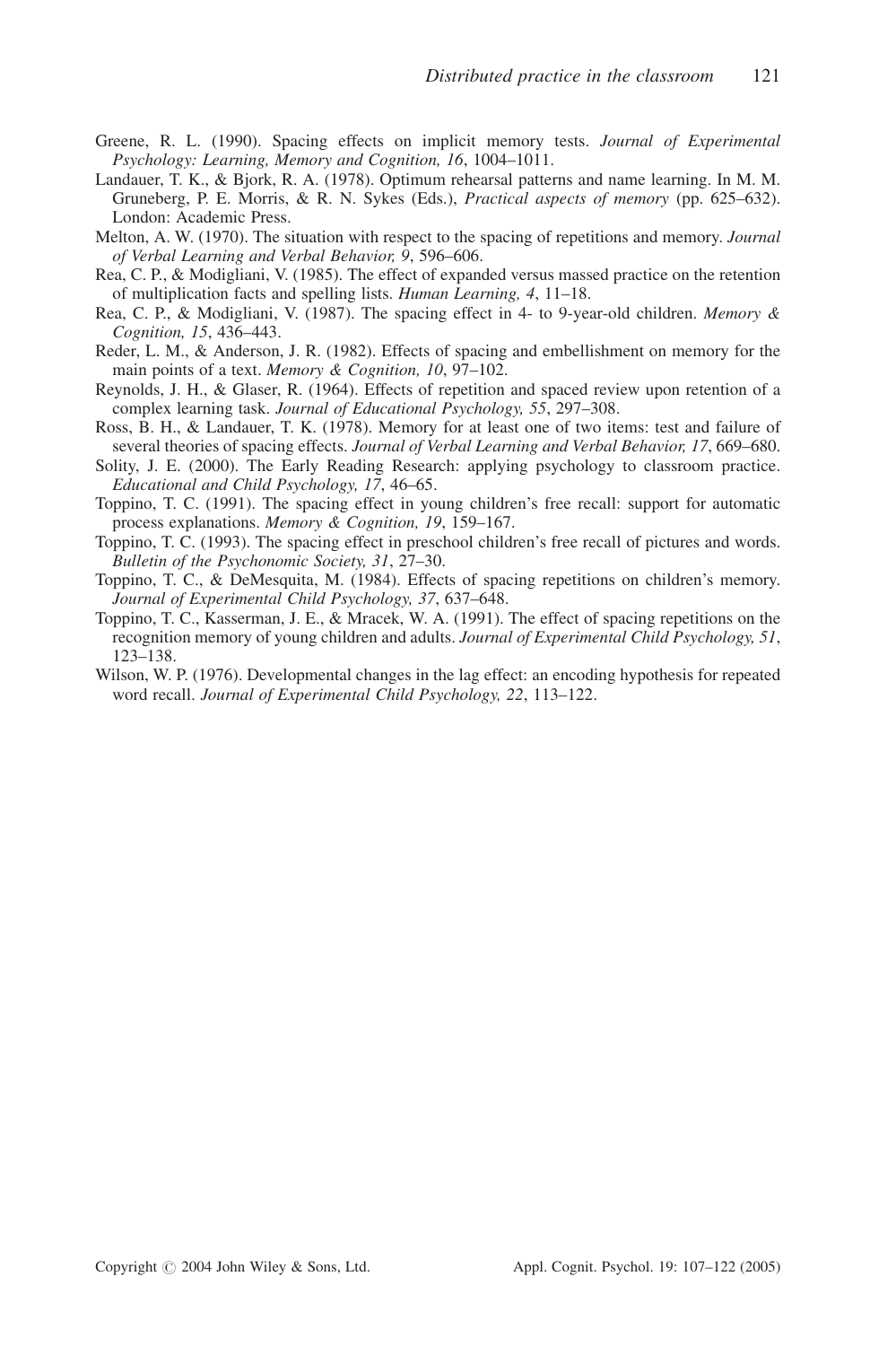Greene, R. L. (1990). Spacing effects on implicit memory tests. *Journal of Experimental Psychology: Learning, Memory and Cognition, 16*, 1004–1011.

Landauer, T. K., & Bjork, R. A. (1978). Optimum rehearsal patterns and name learning. In M. M. Gruneberg, P. E. Morris, & R. N. Sykes (Eds.), *Practical aspects of memory* (pp. 625–632). London: Academic Press.

Melton, A. W. (1970). The situation with respect to the spacing of repetitions and memory. *Journal of Verbal Learning and Verbal Behavior, 9*, 596–606.

Rea, C. P., & Modigliani, V. (1985). The effect of expanded versus massed practice on the retention of multiplication facts and spelling lists. *Human Learning, 4*, 11–18.

Rea, C. P., & Modigliani, V. (1987). The spacing effect in 4- to 9-year-old children. *Memory & Cognition, 15*, 436–443.

Reder, L. M., & Anderson, J. R. (1982). Effects of spacing and embellishment on memory for the main points of a text. *Memory & Cognition, 10*, 97–102.

Reynolds, J. H., & Glaser, R. (1964). Effects of repetition and spaced review upon retention of a complex learning task. *Journal of Educational Psychology, 55*, 297–308.

Ross, B. H., & Landauer, T. K. (1978). Memory for at least one of two items: test and failure of several theories of spacing effects. *Journal of Verbal Learning and Verbal Behavior, 17*, 669–680.

Solity, J. E. (2000). The Early Reading Research: applying psychology to classroom practice. *Educational and Child Psychology, 17*, 46–65.

Toppino, T. C. (1991). The spacing effect in young children's free recall: support for automatic process explanations. *Memory & Cognition, 19*, 159–167.

Toppino, T. C. (1993). The spacing effect in preschool children's free recall of pictures and words. *Bulletin of the Psychonomic Society, 31*, 27–30.

Toppino, T. C., & DeMesquita, M. (1984). Effects of spacing repetitions on children's memory. *Journal of Experimental Child Psychology, 37*, 637–648.

Toppino, T. C., Kasserman, J. E., & Mracek, W. A. (1991). The effect of spacing repetitions on the recognition memory of young children and adults. *Journal of Experimental Child Psychology, 51*, 123–138.

Wilson, W. P. (1976). Developmental changes in the lag effect: an encoding hypothesis for repeated word recall. *Journal of Experimental Child Psychology, 22*, 113–122.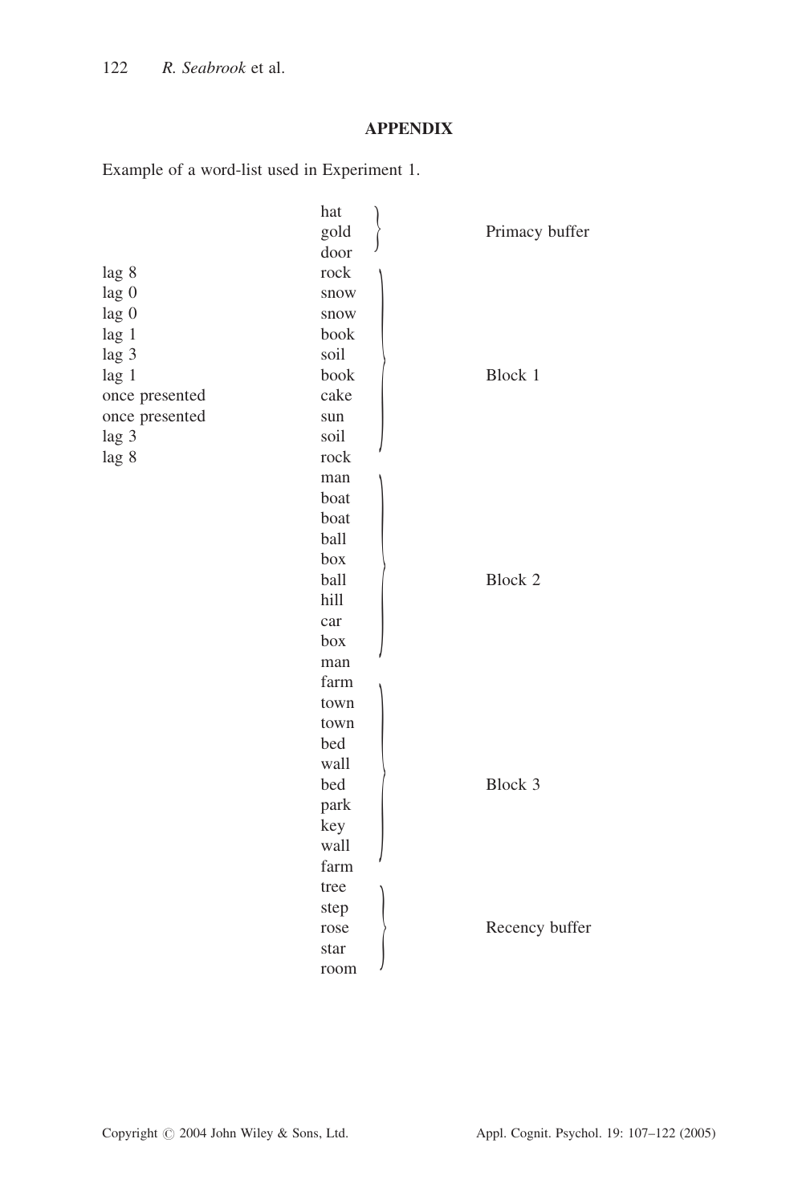## APPENDIX

Example of a word-list used in Experiment 1.

| | | |
|---|---|---|
| | hat | Primacy buffer |
| | gold | |
| | door | |
| lag 8 | rock | Block 1 |
| lag 0 | snow | |
| lag 0 | snow | |
| lag 1 | book | |
| lag 3 | soil | |
| lag 1 | book | |
| once presented | cake | |
| once presented | sun | |
| lag 3 | soil | |
| lag 8 | rock | |
| | man | Block 2 |
| | boat | |
| | boat | |
| | ball | |
| | box | |
| | ball | |
| | hill | |
| | car | |
| | box | |
| | man | |
| | farm | Block 3 |
| | town | |
| | town | |
| | bed | |
| | wall | |
| | bed | |
| | park | |
| | key | |
| | wall | |
| | farm | |
| | tree | Recency buffer |
| | step | |
| | rose | |
| | star | |
| | room | |